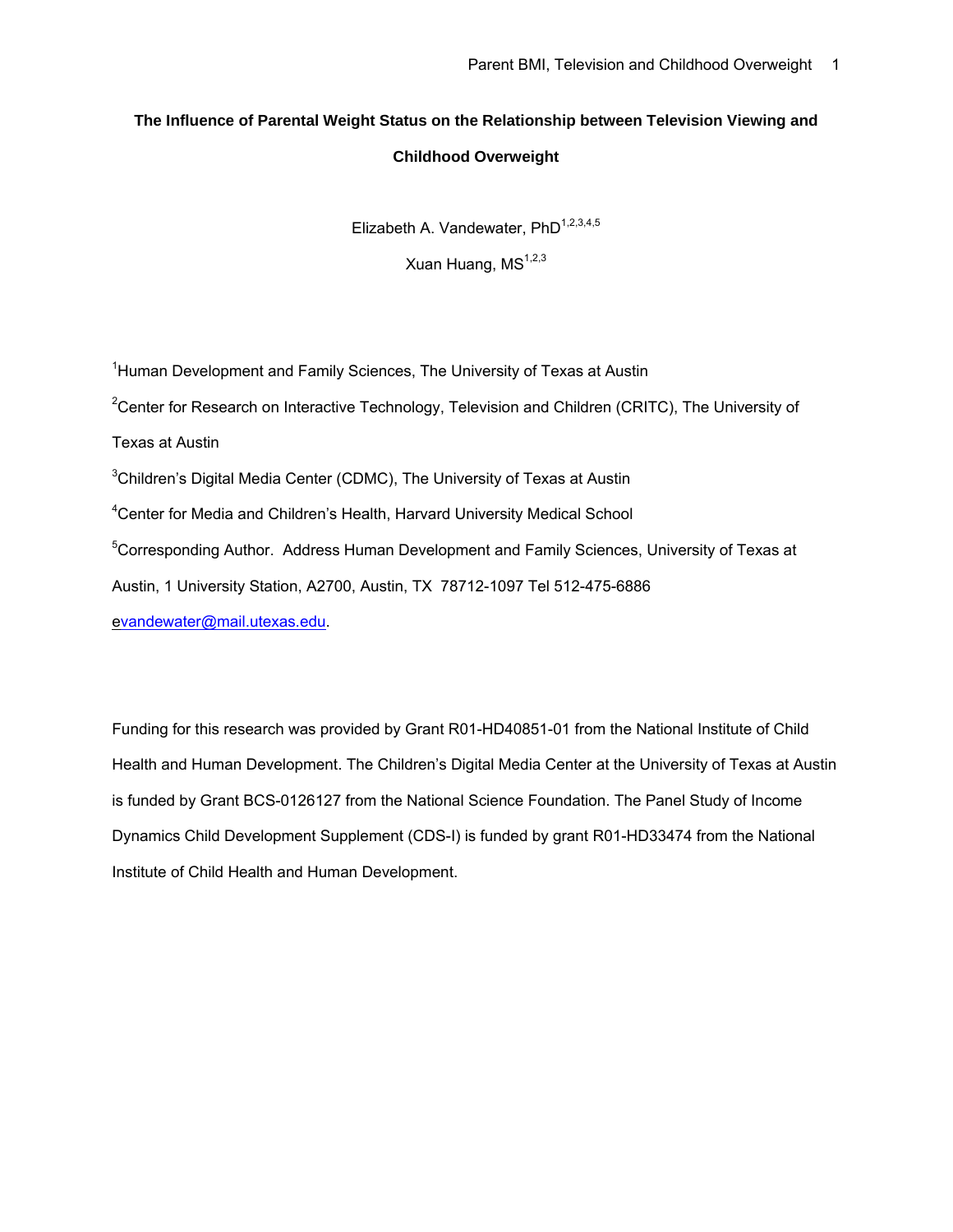# The Influence of Parental Weight Status on the Relationship between Television Viewing and Childhood Overweight

Elizabeth A. Vandewater, PhD[1,2,3,4,5]

Xuan Huang, MS[1,2,3]

[1]Human Development and Family Sciences, The University of Texas at Austin

[2]Center for Research on Interactive Technology, Television and Children (CRITC), The University of Texas at Austin

[3]Children's Digital Media Center (CDMC), The University of Texas at Austin

[4]Center for Media and Children's Health, Harvard University Medical School

[5]Corresponding Author. Address Human Development and Family Sciences, University of Texas at Austin, 1 University Station, A2700, Austin, TX 78712-1097 Tel 512-475-6886 evandewater@mail.utexas.edu.

Funding for this research was provided by Grant R01-HD40851-01 from the National Institute of Child Health and Human Development. The Children's Digital Media Center at the University of Texas at Austin is funded by Grant BCS-0126127 from the National Science Foundation. The Panel Study of Income Dynamics Child Development Supplement (CDS-I) is funded by grant R01-HD33474 from the National Institute of Child Health and Human Development.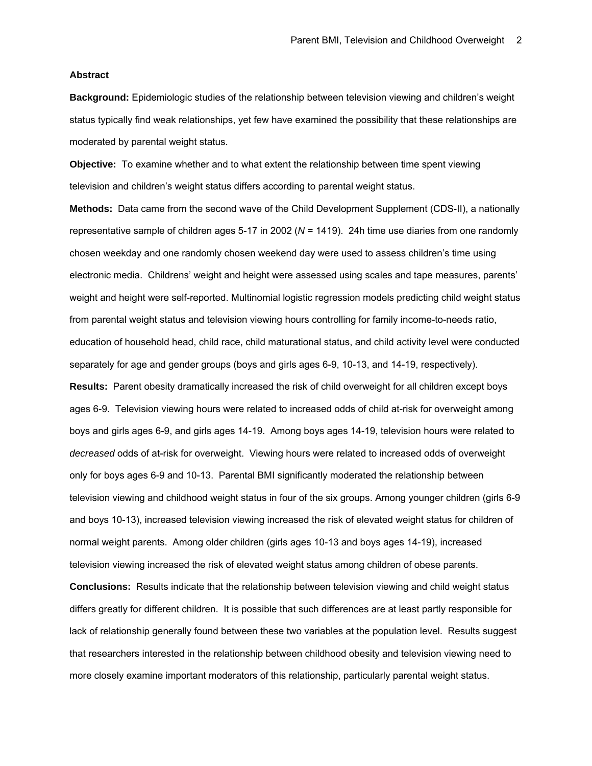## Abstract

**Background:** Epidemiologic studies of the relationship between television viewing and children's weight status typically find weak relationships, yet few have examined the possibility that these relationships are moderated by parental weight status.

**Objective:** To examine whether and to what extent the relationship between time spent viewing television and children's weight status differs according to parental weight status.

**Methods:** Data came from the second wave of the Child Development Supplement (CDS-II), a nationally representative sample of children ages 5-17 in 2002 (*N* = 1419). 24h time use diaries from one randomly chosen weekday and one randomly chosen weekend day were used to assess children's time using electronic media. Childrens' weight and height were assessed using scales and tape measures, parents' weight and height were self-reported. Multinomial logistic regression models predicting child weight status from parental weight status and television viewing hours controlling for family income-to-needs ratio, education of household head, child race, child maturational status, and child activity level were conducted separately for age and gender groups (boys and girls ages 6-9, 10-13, and 14-19, respectively).

**Results:** Parent obesity dramatically increased the risk of child overweight for all children except boys ages 6-9. Television viewing hours were related to increased odds of child at-risk for overweight among boys and girls ages 6-9, and girls ages 14-19. Among boys ages 14-19, television hours were related to *decreased* odds of at-risk for overweight. Viewing hours were related to increased odds of overweight only for boys ages 6-9 and 10-13. Parental BMI significantly moderated the relationship between television viewing and childhood weight status in four of the six groups. Among younger children (girls 6-9 and boys 10-13), increased television viewing increased the risk of elevated weight status for children of normal weight parents. Among older children (girls ages 10-13 and boys ages 14-19), increased television viewing increased the risk of elevated weight status among children of obese parents.

**Conclusions:** Results indicate that the relationship between television viewing and child weight status differs greatly for different children. It is possible that such differences are at least partly responsible for lack of relationship generally found between these two variables at the population level. Results suggest that researchers interested in the relationship between childhood obesity and television viewing need to more closely examine important moderators of this relationship, particularly parental weight status.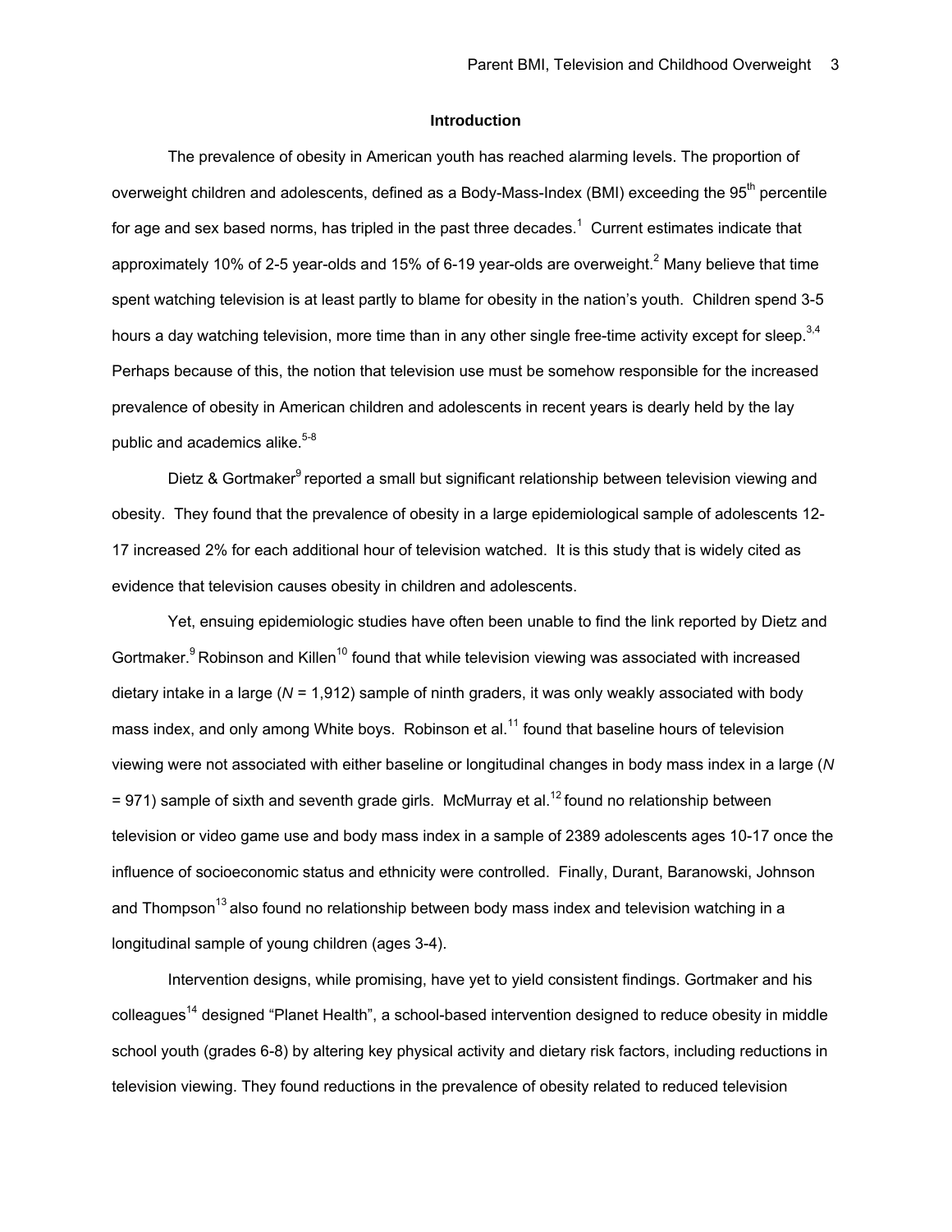## Introduction

The prevalence of obesity in American youth has reached alarming levels. The proportion of overweight children and adolescents, defined as a Body-Mass-Index (BMI) exceeding the 95th percentile for age and sex based norms, has tripled in the past three decades.[1] Current estimates indicate that approximately 10% of 2-5 year-olds and 15% of 6-19 year-olds are overweight.[2] Many believe that time spent watching television is at least partly to blame for obesity in the nation's youth. Children spend 3-5 hours a day watching television, more time than in any other single free-time activity except for sleep.[3,4] Perhaps because of this, the notion that television use must be somehow responsible for the increased prevalence of obesity in American children and adolescents in recent years is dearly held by the lay public and academics alike.[5-8]

Dietz & Gortmaker[9] reported a small but significant relationship between television viewing and obesity. They found that the prevalence of obesity in a large epidemiological sample of adolescents 12-17 increased 2% for each additional hour of television watched. It is this study that is widely cited as evidence that television causes obesity in children and adolescents.

Yet, ensuing epidemiologic studies have often been unable to find the link reported by Dietz and Gortmaker.[9] Robinson and Killen[10] found that while television viewing was associated with increased dietary intake in a large (*N* = 1,912) sample of ninth graders, it was only weakly associated with body mass index, and only among White boys. Robinson et al.[11] found that baseline hours of television viewing were not associated with either baseline or longitudinal changes in body mass index in a large (*N* = 971) sample of sixth and seventh grade girls. McMurray et al.[12] found no relationship between television or video game use and body mass index in a sample of 2389 adolescents ages 10-17 once the influence of socioeconomic status and ethnicity were controlled. Finally, Durant, Baranowski, Johnson and Thompson[13] also found no relationship between body mass index and television watching in a longitudinal sample of young children (ages 3-4).

Intervention designs, while promising, have yet to yield consistent findings. Gortmaker and his colleagues[14] designed "Planet Health", a school-based intervention designed to reduce obesity in middle school youth (grades 6-8) by altering key physical activity and dietary risk factors, including reductions in television viewing. They found reductions in the prevalence of obesity related to reduced television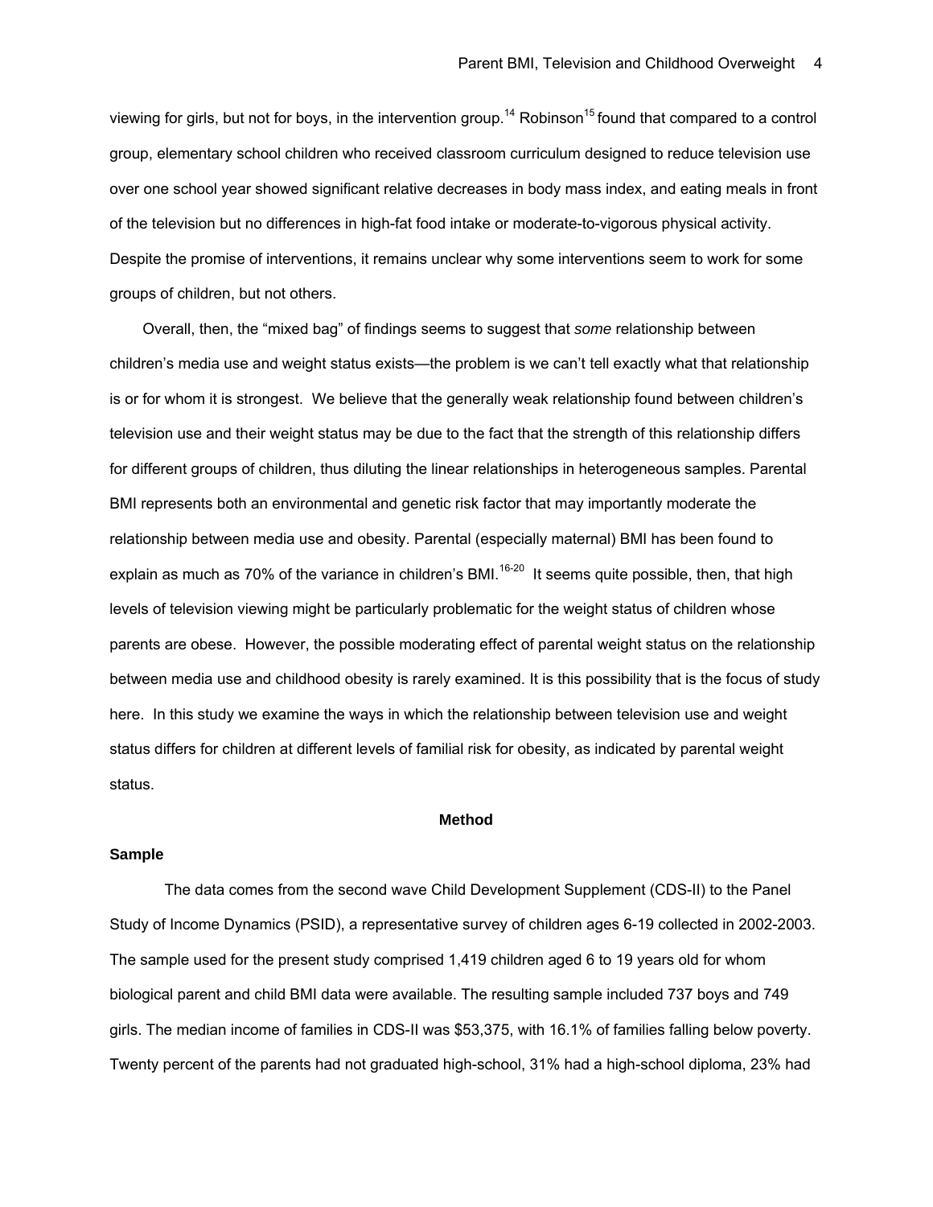viewing for girls, but not for boys, in the intervention group.[14] Robinson[15] found that compared to a control group, elementary school children who received classroom curriculum designed to reduce television use over one school year showed significant relative decreases in body mass index, and eating meals in front of the television but no differences in high-fat food intake or moderate-to-vigorous physical activity. Despite the promise of interventions, it remains unclear why some interventions seem to work for some groups of children, but not others.

Overall, then, the "mixed bag" of findings seems to suggest that *some* relationship between children's media use and weight status exists—the problem is we can't tell exactly what that relationship is or for whom it is strongest. We believe that the generally weak relationship found between children's television use and their weight status may be due to the fact that the strength of this relationship differs for different groups of children, thus diluting the linear relationships in heterogeneous samples. Parental BMI represents both an environmental and genetic risk factor that may importantly moderate the relationship between media use and obesity. Parental (especially maternal) BMI has been found to explain as much as 70% of the variance in children's BMI.[16-20] It seems quite possible, then, that high levels of television viewing might be particularly problematic for the weight status of children whose parents are obese. However, the possible moderating effect of parental weight status on the relationship between media use and childhood obesity is rarely examined. It is this possibility that is the focus of study here. In this study we examine the ways in which the relationship between television use and weight status differs for children at different levels of familial risk for obesity, as indicated by parental weight status.

## Method

### Sample

The data comes from the second wave Child Development Supplement (CDS-II) to the Panel Study of Income Dynamics (PSID), a representative survey of children ages 6-19 collected in 2002-2003. The sample used for the present study comprised 1,419 children aged 6 to 19 years old for whom biological parent and child BMI data were available. The resulting sample included 737 boys and 749 girls. The median income of families in CDS-II was $53,375, with 16.1% of families falling below poverty. Twenty percent of the parents had not graduated high-school, 31% had a high-school diploma, 23% had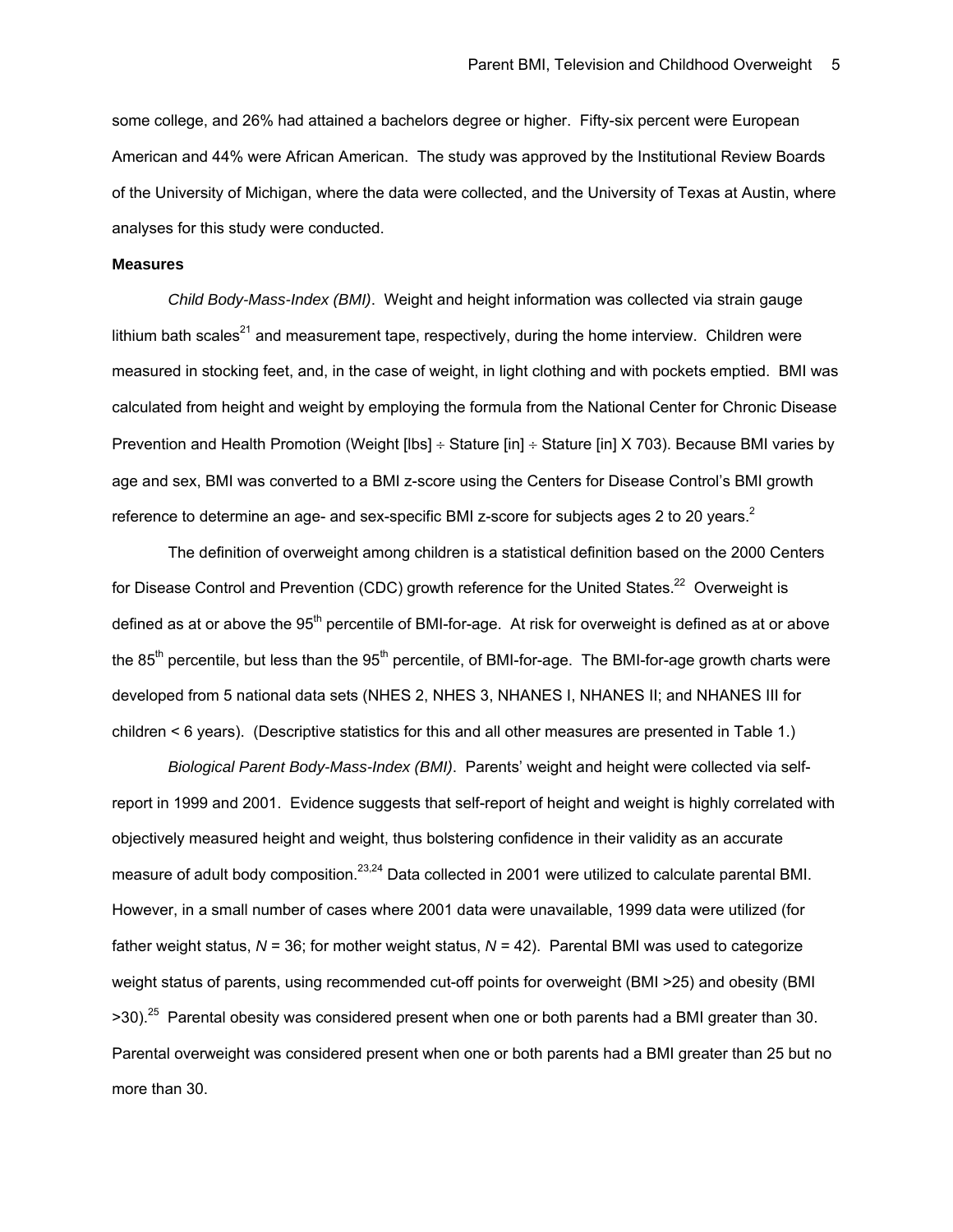some college, and 26% had attained a bachelors degree or higher. Fifty-six percent were European American and 44% were African American. The study was approved by the Institutional Review Boards of the University of Michigan, where the data were collected, and the University of Texas at Austin, where analyses for this study were conducted.

**Measures**

*Child Body-Mass-Index (BMI)*. Weight and height information was collected via strain gauge lithium bath scales[21] and measurement tape, respectively, during the home interview. Children were measured in stocking feet, and, in the case of weight, in light clothing and with pockets emptied. BMI was calculated from height and weight by employing the formula from the National Center for Chronic Disease Prevention and Health Promotion (Weight [lbs] $\div$ Stature [in] $\div$ Stature [in] X 703). Because BMI varies by age and sex, BMI was converted to a BMI z-score using the Centers for Disease Control's BMI growth reference to determine an age- and sex-specific BMI z-score for subjects ages 2 to 20 years.[2]

The definition of overweight among children is a statistical definition based on the 2000 Centers for Disease Control and Prevention (CDC) growth reference for the United States.[22] Overweight is defined as at or above the 95th percentile of BMI-for-age. At risk for overweight is defined as at or above the 85th percentile, but less than the 95th percentile, of BMI-for-age. The BMI-for-age growth charts were developed from 5 national data sets (NHES 2, NHES 3, NHANES I, NHANES II; and NHANES III for children < 6 years). (Descriptive statistics for this and all other measures are presented in Table 1.)

*Biological Parent Body-Mass-Index (BMI)*. Parents' weight and height were collected via self-report in 1999 and 2001. Evidence suggests that self-report of height and weight is highly correlated with objectively measured height and weight, thus bolstering confidence in their validity as an accurate measure of adult body composition.[23,24] Data collected in 2001 were utilized to calculate parental BMI. However, in a small number of cases where 2001 data were unavailable, 1999 data were utilized (for father weight status, $N$ = 36; for mother weight status, $N$ = 42). Parental BMI was used to categorize weight status of parents, using recommended cut-off points for overweight (BMI >25) and obesity (BMI >30).[25] Parental obesity was considered present when one or both parents had a BMI greater than 30. Parental overweight was considered present when one or both parents had a BMI greater than 25 but no more than 30.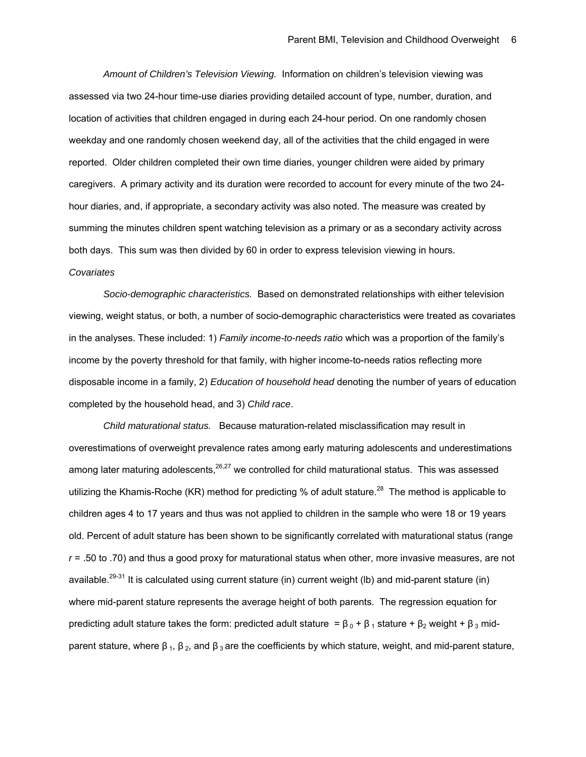*Amount of Children's Television Viewing.* Information on children's television viewing was assessed via two 24-hour time-use diaries providing detailed account of type, number, duration, and location of activities that children engaged in during each 24-hour period. On one randomly chosen weekday and one randomly chosen weekend day, all of the activities that the child engaged in were reported. Older children completed their own time diaries, younger children were aided by primary caregivers. A primary activity and its duration were recorded to account for every minute of the two 24-hour diaries, and, if appropriate, a secondary activity was also noted. The measure was created by summing the minutes children spent watching television as a primary or as a secondary activity across both days. This sum was then divided by 60 in order to express television viewing in hours.

*Covariates*

*Socio-demographic characteristics.* Based on demonstrated relationships with either television viewing, weight status, or both, a number of socio-demographic characteristics were treated as covariates in the analyses. These included: 1) *Family income-to-needs ratio* which was a proportion of the family's income by the poverty threshold for that family, with higher income-to-needs ratios reflecting more disposable income in a family, 2) *Education of household head* denoting the number of years of education completed by the household head, and 3) *Child race*.

*Child maturational status.* Because maturation-related misclassification may result in overestimations of overweight prevalence rates among early maturing adolescents and underestimations among later maturing adolescents,[26,27] we controlled for child maturational status. This was assessed utilizing the Khamis-Roche (KR) method for predicting % of adult stature.[28] The method is applicable to children ages 4 to 17 years and thus was not applied to children in the sample who were 18 or 19 years old. Percent of adult stature has been shown to be significantly correlated with maturational status (range $r$ = .50 to .70) and thus a good proxy for maturational status when other, more invasive measures, are not available.[29-31] It is calculated using current stature (in) current weight (lb) and mid-parent stature (in) where mid-parent stature represents the average height of both parents. The regression equation for predicting adult stature takes the form: predicted adult stature $= \beta_0 + \beta_1$ stature $+ \beta_2$ weight $+ \beta_3$ mid-parent stature, where $\beta_1$, $\beta_2$, and $\beta_3$ are the coefficients by which stature, weight, and mid-parent stature,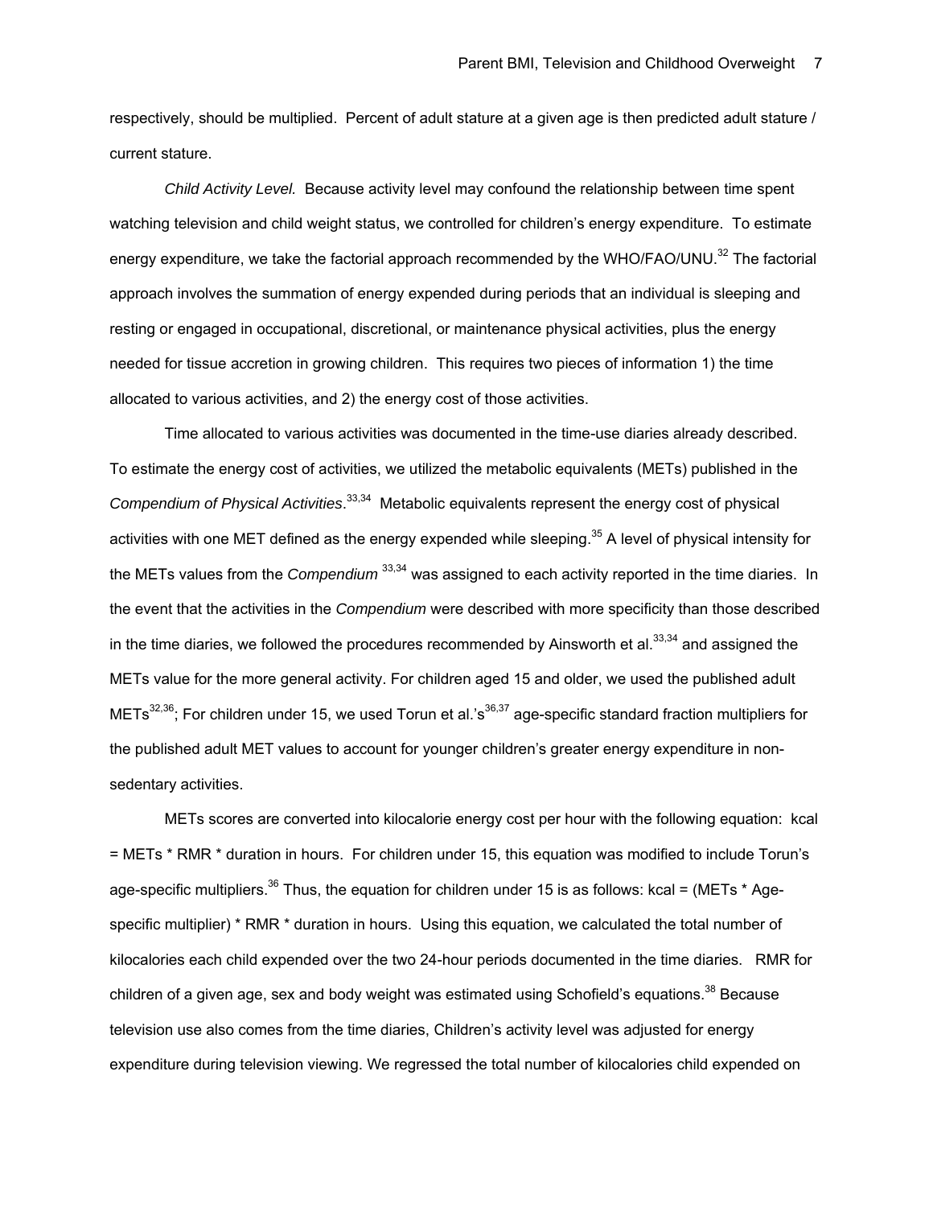respectively, should be multiplied. Percent of adult stature at a given age is then predicted adult stature / current stature.

*Child Activity Level.* Because activity level may confound the relationship between time spent watching television and child weight status, we controlled for children's energy expenditure. To estimate energy expenditure, we take the factorial approach recommended by the WHO/FAO/UNU.[32] The factorial approach involves the summation of energy expended during periods that an individual is sleeping and resting or engaged in occupational, discretional, or maintenance physical activities, plus the energy needed for tissue accretion in growing children. This requires two pieces of information 1) the time allocated to various activities, and 2) the energy cost of those activities.

Time allocated to various activities was documented in the time-use diaries already described. To estimate the energy cost of activities, we utilized the metabolic equivalents (METs) published in the *Compendium of Physical Activities*.[33,34] Metabolic equivalents represent the energy cost of physical activities with one MET defined as the energy expended while sleeping.[35] A level of physical intensity for the METs values from the *Compendium* [33,34] was assigned to each activity reported in the time diaries. In the event that the activities in the *Compendium* were described with more specificity than those described in the time diaries, we followed the procedures recommended by Ainsworth et al.[33,34] and assigned the METs value for the more general activity. For children aged 15 and older, we used the published adult METs[32,36]; For children under 15, we used Torun et al.'s[36,37] age-specific standard fraction multipliers for the published adult MET values to account for younger children's greater energy expenditure in non-sedentary activities.

METs scores are converted into kilocalorie energy cost per hour with the following equation: kcal = METs * RMR * duration in hours. For children under 15, this equation was modified to include Torun's age-specific multipliers.[36] Thus, the equation for children under 15 is as follows: kcal = (METs * Age-specific multiplier) * RMR * duration in hours. Using this equation, we calculated the total number of kilocalories each child expended over the two 24-hour periods documented in the time diaries. RMR for children of a given age, sex and body weight was estimated using Schofield's equations.[38] Because television use also comes from the time diaries, Children's activity level was adjusted for energy expenditure during television viewing. We regressed the total number of kilocalories child expended on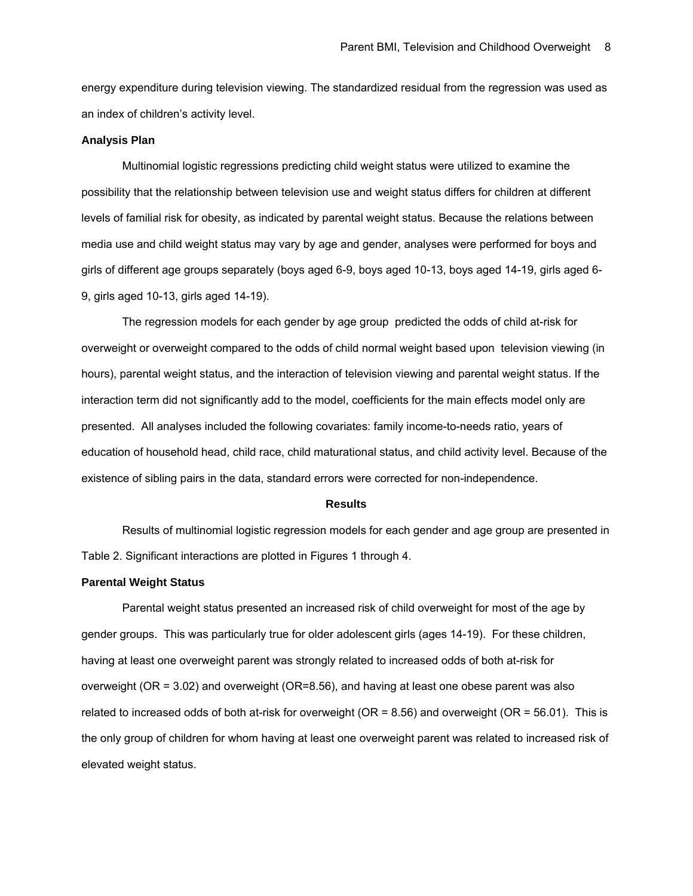energy expenditure during television viewing. The standardized residual from the regression was used as an index of children's activity level.

### Analysis Plan

Multinomial logistic regressions predicting child weight status were utilized to examine the possibility that the relationship between television use and weight status differs for children at different levels of familial risk for obesity, as indicated by parental weight status. Because the relations between media use and child weight status may vary by age and gender, analyses were performed for boys and girls of different age groups separately (boys aged 6-9, boys aged 10-13, boys aged 14-19, girls aged 6-9, girls aged 10-13, girls aged 14-19).

The regression models for each gender by age group predicted the odds of child at-risk for overweight or overweight compared to the odds of child normal weight based upon television viewing (in hours), parental weight status, and the interaction of television viewing and parental weight status. If the interaction term did not significantly add to the model, coefficients for the main effects model only are presented. All analyses included the following covariates: family income-to-needs ratio, years of education of household head, child race, child maturational status, and child activity level. Because of the existence of sibling pairs in the data, standard errors were corrected for non-independence.

## Results

Results of multinomial logistic regression models for each gender and age group are presented in Table 2. Significant interactions are plotted in Figures 1 through 4.

### Parental Weight Status

Parental weight status presented an increased risk of child overweight for most of the age by gender groups. This was particularly true for older adolescent girls (ages 14-19). For these children, having at least one overweight parent was strongly related to increased odds of both at-risk for overweight (OR = 3.02) and overweight (OR=8.56), and having at least one obese parent was also related to increased odds of both at-risk for overweight (OR = 8.56) and overweight (OR = 56.01). This is the only group of children for whom having at least one overweight parent was related to increased risk of elevated weight status.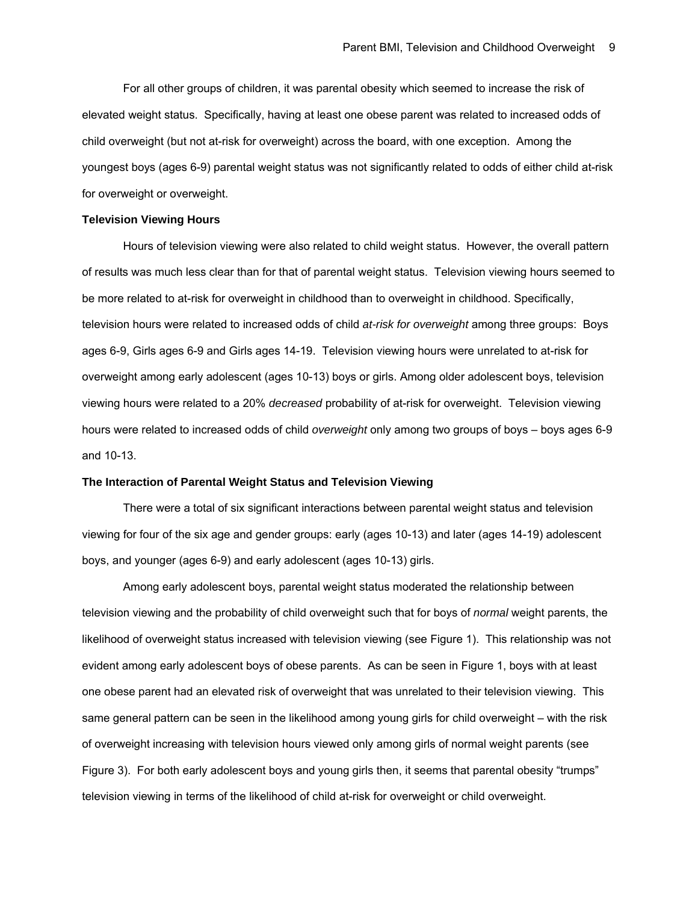For all other groups of children, it was parental obesity which seemed to increase the risk of elevated weight status. Specifically, having at least one obese parent was related to increased odds of child overweight (but not at-risk for overweight) across the board, with one exception. Among the youngest boys (ages 6-9) parental weight status was not significantly related to odds of either child at-risk for overweight or overweight.

**Television Viewing Hours**

Hours of television viewing were also related to child weight status. However, the overall pattern of results was much less clear than for that of parental weight status. Television viewing hours seemed to be more related to at-risk for overweight in childhood than to overweight in childhood. Specifically, television hours were related to increased odds of child *at-risk for overweight* among three groups: Boys ages 6-9, Girls ages 6-9 and Girls ages 14-19. Television viewing hours were unrelated to at-risk for overweight among early adolescent (ages 10-13) boys or girls. Among older adolescent boys, television viewing hours were related to a 20% *decreased* probability of at-risk for overweight. Television viewing hours were related to increased odds of child *overweight* only among two groups of boys – boys ages 6-9 and 10-13.

**The Interaction of Parental Weight Status and Television Viewing**

There were a total of six significant interactions between parental weight status and television viewing for four of the six age and gender groups: early (ages 10-13) and later (ages 14-19) adolescent boys, and younger (ages 6-9) and early adolescent (ages 10-13) girls.

Among early adolescent boys, parental weight status moderated the relationship between television viewing and the probability of child overweight such that for boys of *normal* weight parents, the likelihood of overweight status increased with television viewing (see Figure 1). This relationship was not evident among early adolescent boys of obese parents. As can be seen in Figure 1, boys with at least one obese parent had an elevated risk of overweight that was unrelated to their television viewing. This same general pattern can be seen in the likelihood among young girls for child overweight – with the risk of overweight increasing with television hours viewed only among girls of normal weight parents (see Figure 3). For both early adolescent boys and young girls then, it seems that parental obesity "trumps" television viewing in terms of the likelihood of child at-risk for overweight or child overweight.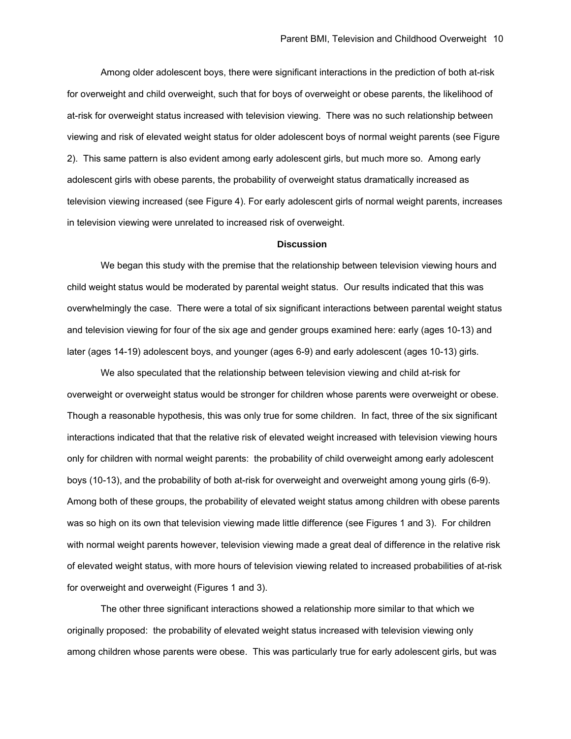Among older adolescent boys, there were significant interactions in the prediction of both at-risk for overweight and child overweight, such that for boys of overweight or obese parents, the likelihood of at-risk for overweight status increased with television viewing. There was no such relationship between viewing and risk of elevated weight status for older adolescent boys of normal weight parents (see Figure 2). This same pattern is also evident among early adolescent girls, but much more so. Among early adolescent girls with obese parents, the probability of overweight status dramatically increased as television viewing increased (see Figure 4). For early adolescent girls of normal weight parents, increases in television viewing were unrelated to increased risk of overweight.

## Discussion

We began this study with the premise that the relationship between television viewing hours and child weight status would be moderated by parental weight status. Our results indicated that this was overwhelmingly the case. There were a total of six significant interactions between parental weight status and television viewing for four of the six age and gender groups examined here: early (ages 10-13) and later (ages 14-19) adolescent boys, and younger (ages 6-9) and early adolescent (ages 10-13) girls.

We also speculated that the relationship between television viewing and child at-risk for overweight or overweight status would be stronger for children whose parents were overweight or obese. Though a reasonable hypothesis, this was only true for some children. In fact, three of the six significant interactions indicated that that the relative risk of elevated weight increased with television viewing hours only for children with normal weight parents: the probability of child overweight among early adolescent boys (10-13), and the probability of both at-risk for overweight and overweight among young girls (6-9). Among both of these groups, the probability of elevated weight status among children with obese parents was so high on its own that television viewing made little difference (see Figures 1 and 3). For children with normal weight parents however, television viewing made a great deal of difference in the relative risk of elevated weight status, with more hours of television viewing related to increased probabilities of at-risk for overweight and overweight (Figures 1 and 3).

The other three significant interactions showed a relationship more similar to that which we originally proposed: the probability of elevated weight status increased with television viewing only among children whose parents were obese. This was particularly true for early adolescent girls, but was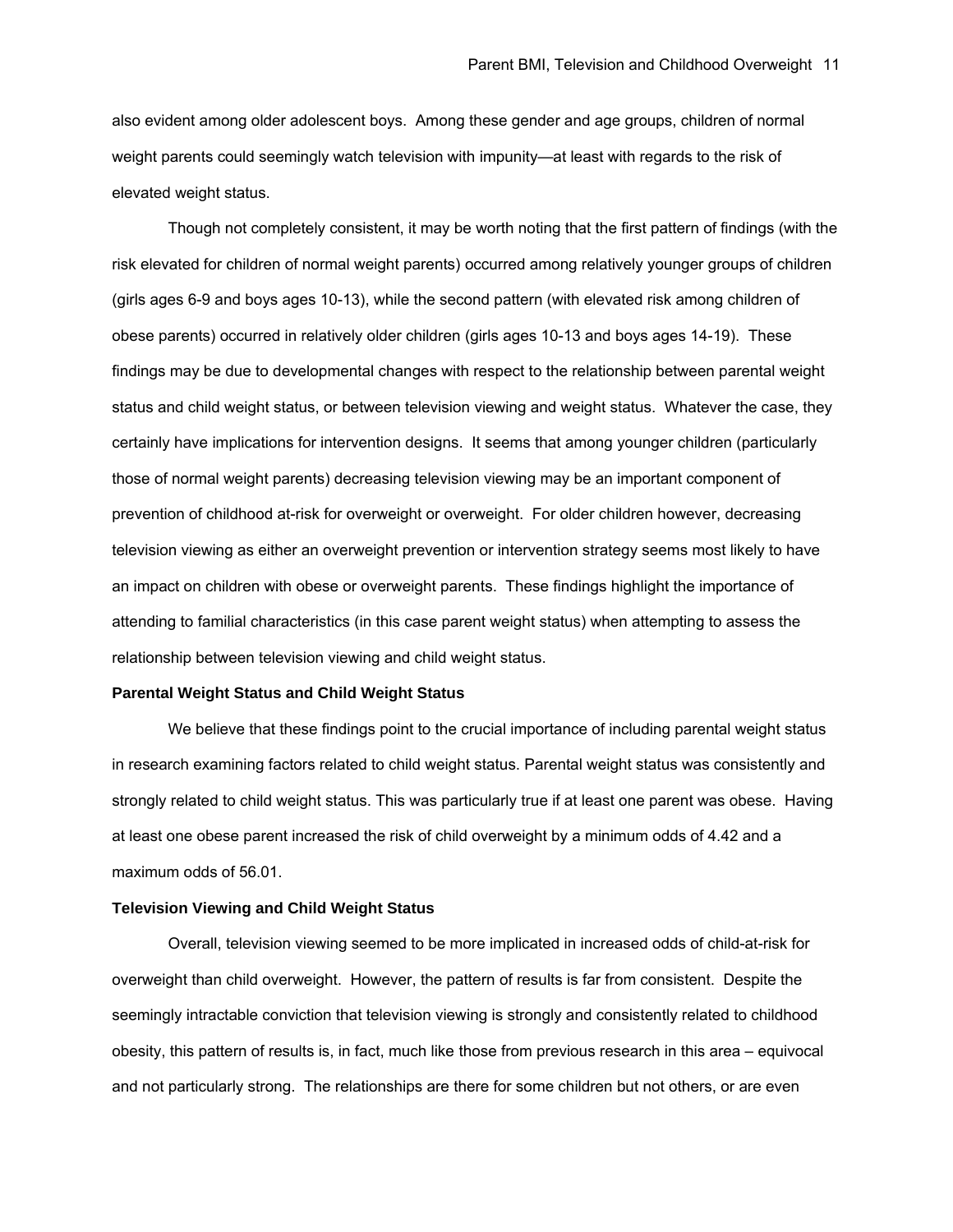also evident among older adolescent boys. Among these gender and age groups, children of normal weight parents could seemingly watch television with impunity—at least with regards to the risk of elevated weight status.

Though not completely consistent, it may be worth noting that the first pattern of findings (with the risk elevated for children of normal weight parents) occurred among relatively younger groups of children (girls ages 6-9 and boys ages 10-13), while the second pattern (with elevated risk among children of obese parents) occurred in relatively older children (girls ages 10-13 and boys ages 14-19). These findings may be due to developmental changes with respect to the relationship between parental weight status and child weight status, or between television viewing and weight status. Whatever the case, they certainly have implications for intervention designs. It seems that among younger children (particularly those of normal weight parents) decreasing television viewing may be an important component of prevention of childhood at-risk for overweight or overweight. For older children however, decreasing television viewing as either an overweight prevention or intervention strategy seems most likely to have an impact on children with obese or overweight parents. These findings highlight the importance of attending to familial characteristics (in this case parent weight status) when attempting to assess the relationship between television viewing and child weight status.

### Parental Weight Status and Child Weight Status

We believe that these findings point to the crucial importance of including parental weight status in research examining factors related to child weight status. Parental weight status was consistently and strongly related to child weight status. This was particularly true if at least one parent was obese. Having at least one obese parent increased the risk of child overweight by a minimum odds of 4.42 and a maximum odds of 56.01.

### Television Viewing and Child Weight Status

Overall, television viewing seemed to be more implicated in increased odds of child-at-risk for overweight than child overweight. However, the pattern of results is far from consistent. Despite the seemingly intractable conviction that television viewing is strongly and consistently related to childhood obesity, this pattern of results is, in fact, much like those from previous research in this area – equivocal and not particularly strong. The relationships are there for some children but not others, or are even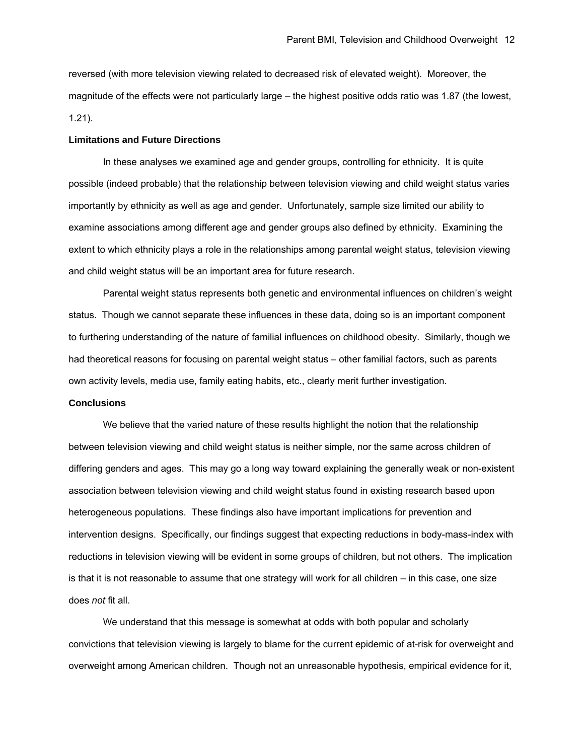reversed (with more television viewing related to decreased risk of elevated weight). Moreover, the magnitude of the effects were not particularly large – the highest positive odds ratio was 1.87 (the lowest, 1.21).

**Limitations and Future Directions**

In these analyses we examined age and gender groups, controlling for ethnicity. It is quite possible (indeed probable) that the relationship between television viewing and child weight status varies importantly by ethnicity as well as age and gender. Unfortunately, sample size limited our ability to examine associations among different age and gender groups also defined by ethnicity. Examining the extent to which ethnicity plays a role in the relationships among parental weight status, television viewing and child weight status will be an important area for future research.

Parental weight status represents both genetic and environmental influences on children's weight status. Though we cannot separate these influences in these data, doing so is an important component to furthering understanding of the nature of familial influences on childhood obesity. Similarly, though we had theoretical reasons for focusing on parental weight status – other familial factors, such as parents own activity levels, media use, family eating habits, etc., clearly merit further investigation.

**Conclusions**

We believe that the varied nature of these results highlight the notion that the relationship between television viewing and child weight status is neither simple, nor the same across children of differing genders and ages. This may go a long way toward explaining the generally weak or non-existent association between television viewing and child weight status found in existing research based upon heterogeneous populations. These findings also have important implications for prevention and intervention designs. Specifically, our findings suggest that expecting reductions in body-mass-index with reductions in television viewing will be evident in some groups of children, but not others. The implication is that it is not reasonable to assume that one strategy will work for all children – in this case, one size does *not* fit all.

We understand that this message is somewhat at odds with both popular and scholarly convictions that television viewing is largely to blame for the current epidemic of at-risk for overweight and overweight among American children. Though not an unreasonable hypothesis, empirical evidence for it,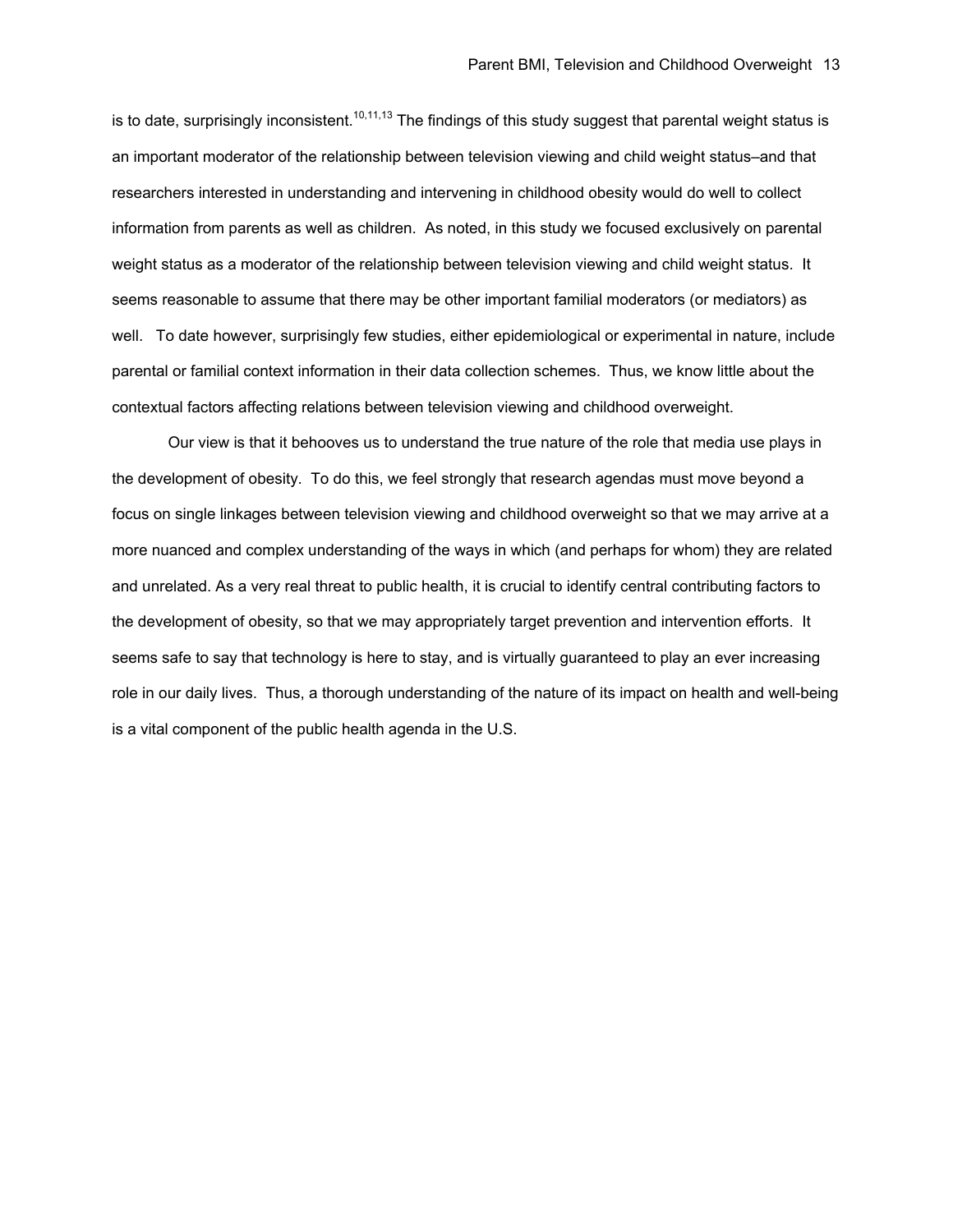is to date, surprisingly inconsistent.[10,11,13] The findings of this study suggest that parental weight status is an important moderator of the relationship between television viewing and child weight status–and that researchers interested in understanding and intervening in childhood obesity would do well to collect information from parents as well as children. As noted, in this study we focused exclusively on parental weight status as a moderator of the relationship between television viewing and child weight status. It seems reasonable to assume that there may be other important familial moderators (or mediators) as well. To date however, surprisingly few studies, either epidemiological or experimental in nature, include parental or familial context information in their data collection schemes. Thus, we know little about the contextual factors affecting relations between television viewing and childhood overweight.

Our view is that it behooves us to understand the true nature of the role that media use plays in the development of obesity. To do this, we feel strongly that research agendas must move beyond a focus on single linkages between television viewing and childhood overweight so that we may arrive at a more nuanced and complex understanding of the ways in which (and perhaps for whom) they are related and unrelated. As a very real threat to public health, it is crucial to identify central contributing factors to the development of obesity, so that we may appropriately target prevention and intervention efforts. It seems safe to say that technology is here to stay, and is virtually guaranteed to play an ever increasing role in our daily lives. Thus, a thorough understanding of the nature of its impact on health and well-being is a vital component of the public health agenda in the U.S.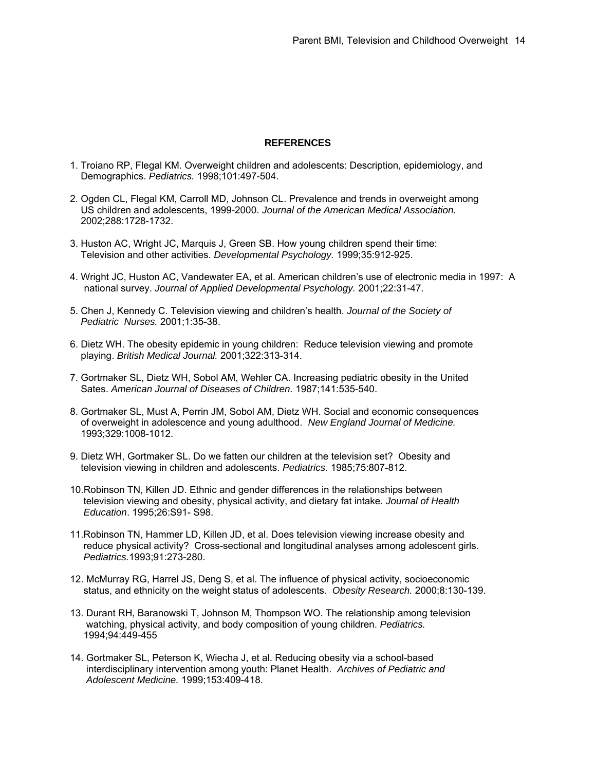**REFERENCES**

1. Troiano RP, Flegal KM. Overweight children and adolescents: Description, epidemiology, and Demographics. *Pediatrics.* 1998;101:497-504.

2. Ogden CL, Flegal KM, Carroll MD, Johnson CL. Prevalence and trends in overweight among US children and adolescents, 1999-2000. *Journal of the American Medical Association.* 2002;288:1728-1732.

3. Huston AC, Wright JC, Marquis J, Green SB. How young children spend their time: Television and other activities. *Developmental Psychology.* 1999;35:912-925.

4. Wright JC, Huston AC, Vandewater EA, et al. American children's use of electronic media in 1997: A national survey. *Journal of Applied Developmental Psychology.* 2001;22:31-47.

5. Chen J, Kennedy C. Television viewing and children's health. *Journal of the Society of Pediatric Nurses.* 2001;1:35-38.

6. Dietz WH. The obesity epidemic in young children: Reduce television viewing and promote playing. *British Medical Journal.* 2001;322:313-314.

7. Gortmaker SL, Dietz WH, Sobol AM, Wehler CA. Increasing pediatric obesity in the United Sates. *American Journal of Diseases of Children.* 1987;141:535-540.

8. Gortmaker SL, Must A, Perrin JM, Sobol AM, Dietz WH. Social and economic consequences of overweight in adolescence and young adulthood. *New England Journal of Medicine.* 1993;329:1008-1012.

9. Dietz WH, Gortmaker SL. Do we fatten our children at the television set? Obesity and television viewing in children and adolescents. *Pediatrics.* 1985;75:807-812.

10. Robinson TN, Killen JD. Ethnic and gender differences in the relationships between television viewing and obesity, physical activity, and dietary fat intake. *Journal of Health Education*. 1995;26:S91- S98.

11. Robinson TN, Hammer LD, Killen JD, et al. Does television viewing increase obesity and reduce physical activity? Cross-sectional and longitudinal analyses among adolescent girls. *Pediatrics.*1993;91:273-280.

12. McMurray RG, Harrel JS, Deng S, et al. The influence of physical activity, socioeconomic status, and ethnicity on the weight status of adolescents. *Obesity Research.* 2000;8:130-139.

13. Durant RH, Baranowski T, Johnson M, Thompson WO. The relationship among television watching, physical activity, and body composition of young children. *Pediatrics.* 1994;94:449-455

14. Gortmaker SL, Peterson K, Wiecha J, et al. Reducing obesity via a school-based interdisciplinary intervention among youth: Planet Health. *Archives of Pediatric and Adolescent Medicine.* 1999;153:409-418.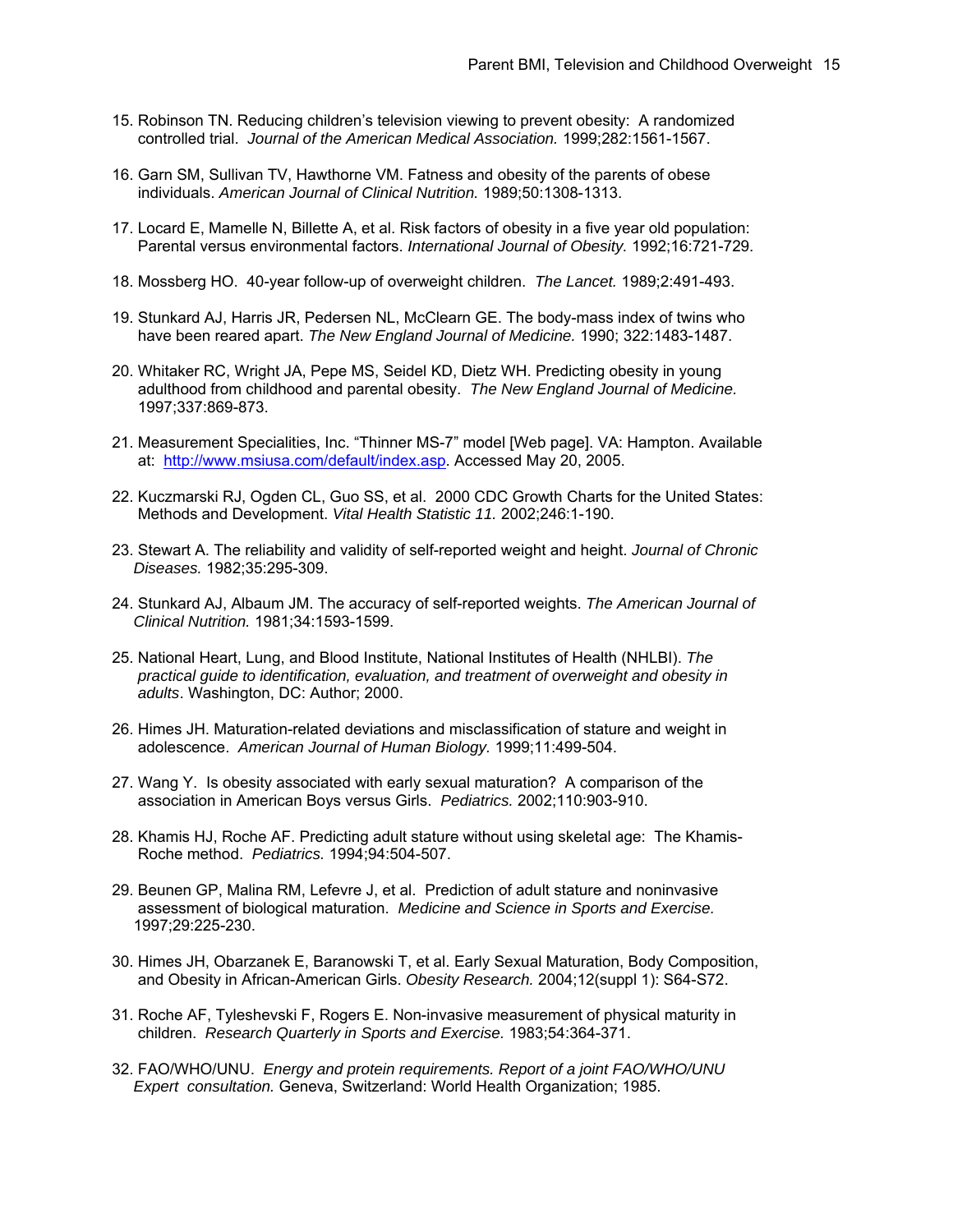15. Robinson TN. Reducing children's television viewing to prevent obesity: A randomized controlled trial. *Journal of the American Medical Association.* 1999;282:1561-1567.

16. Garn SM, Sullivan TV, Hawthorne VM. Fatness and obesity of the parents of obese individuals. *American Journal of Clinical Nutrition.* 1989;50:1308-1313.

17. Locard E, Mamelle N, Billette A, et al. Risk factors of obesity in a five year old population: Parental versus environmental factors. *International Journal of Obesity.* 1992;16:721-729.

18. Mossberg HO. 40-year follow-up of overweight children. *The Lancet.* 1989;2:491-493.

19. Stunkard AJ, Harris JR, Pedersen NL, McClearn GE. The body-mass index of twins who have been reared apart. *The New England Journal of Medicine.* 1990; 322:1483-1487.

20. Whitaker RC, Wright JA, Pepe MS, Seidel KD, Dietz WH. Predicting obesity in young adulthood from childhood and parental obesity. *The New England Journal of Medicine.* 1997;337:869-873.

21. Measurement Specialities, Inc. "Thinner MS-7" model [Web page]. VA: Hampton. Available at: http://www.msiusa.com/default/index.asp. Accessed May 20, 2005.

22. Kuczmarski RJ, Ogden CL, Guo SS, et al. 2000 CDC Growth Charts for the United States: Methods and Development. *Vital Health Statistic 11.* 2002;246:1-190.

23. Stewart A. The reliability and validity of self-reported weight and height. *Journal of Chronic Diseases.* 1982;35:295-309.

24. Stunkard AJ, Albaum JM. The accuracy of self-reported weights. *The American Journal of Clinical Nutrition.* 1981;34:1593-1599.

25. National Heart, Lung, and Blood Institute, National Institutes of Health (NHLBI). *The practical guide to identification, evaluation, and treatment of overweight and obesity in adults*. Washington, DC: Author; 2000.

26. Himes JH. Maturation-related deviations and misclassification of stature and weight in adolescence. *American Journal of Human Biology.* 1999;11:499-504.

27. Wang Y. Is obesity associated with early sexual maturation? A comparison of the association in American Boys versus Girls. *Pediatrics.* 2002;110:903-910.

28. Khamis HJ, Roche AF. Predicting adult stature without using skeletal age: The Khamis-Roche method. *Pediatrics.* 1994;94:504-507.

29. Beunen GP, Malina RM, Lefevre J, et al. Prediction of adult stature and noninvasive assessment of biological maturation. *Medicine and Science in Sports and Exercise.* 1997;29:225-230.

30. Himes JH, Obarzanek E, Baranowski T, et al. Early Sexual Maturation, Body Composition, and Obesity in African-American Girls. *Obesity Research.* 2004;12(suppl 1): S64-S72.

31. Roche AF, Tyleshevski F, Rogers E. Non-invasive measurement of physical maturity in children. *Research Quarterly in Sports and Exercise.* 1983;54:364-371.

32. FAO/WHO/UNU. *Energy and protein requirements. Report of a joint FAO/WHO/UNU Expert consultation.* Geneva, Switzerland: World Health Organization; 1985.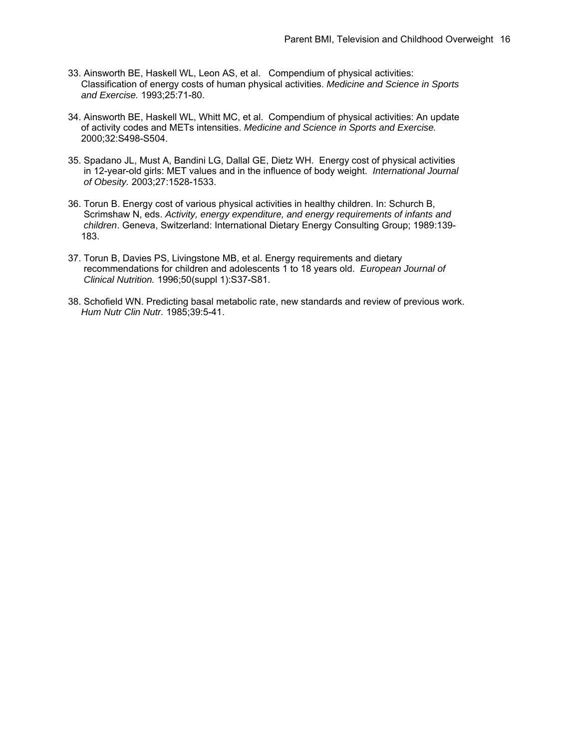33. Ainsworth BE, Haskell WL, Leon AS, et al. Compendium of physical activities: Classification of energy costs of human physical activities. *Medicine and Science in Sports and Exercise.* 1993;25:71-80.

34. Ainsworth BE, Haskell WL, Whitt MC, et al. Compendium of physical activities: An update of activity codes and METs intensities. *Medicine and Science in Sports and Exercise.* 2000;32:S498-S504.

35. Spadano JL, Must A, Bandini LG, Dallal GE, Dietz WH. Energy cost of physical activities in 12-year-old girls: MET values and in the influence of body weight. *International Journal of Obesity.* 2003;27:1528-1533.

36. Torun B. Energy cost of various physical activities in healthy children. In: Schurch B, Scrimshaw N, eds. *Activity, energy expenditure, and energy requirements of infants and children*. Geneva, Switzerland: International Dietary Energy Consulting Group; 1989:139-183.

37. Torun B, Davies PS, Livingstone MB, et al. Energy requirements and dietary recommendations for children and adolescents 1 to 18 years old. *European Journal of Clinical Nutrition.* 1996;50(suppl 1):S37-S81.

38. Schofield WN. Predicting basal metabolic rate, new standards and review of previous work. *Hum Nutr Clin Nutr.* 1985;39:5-41.